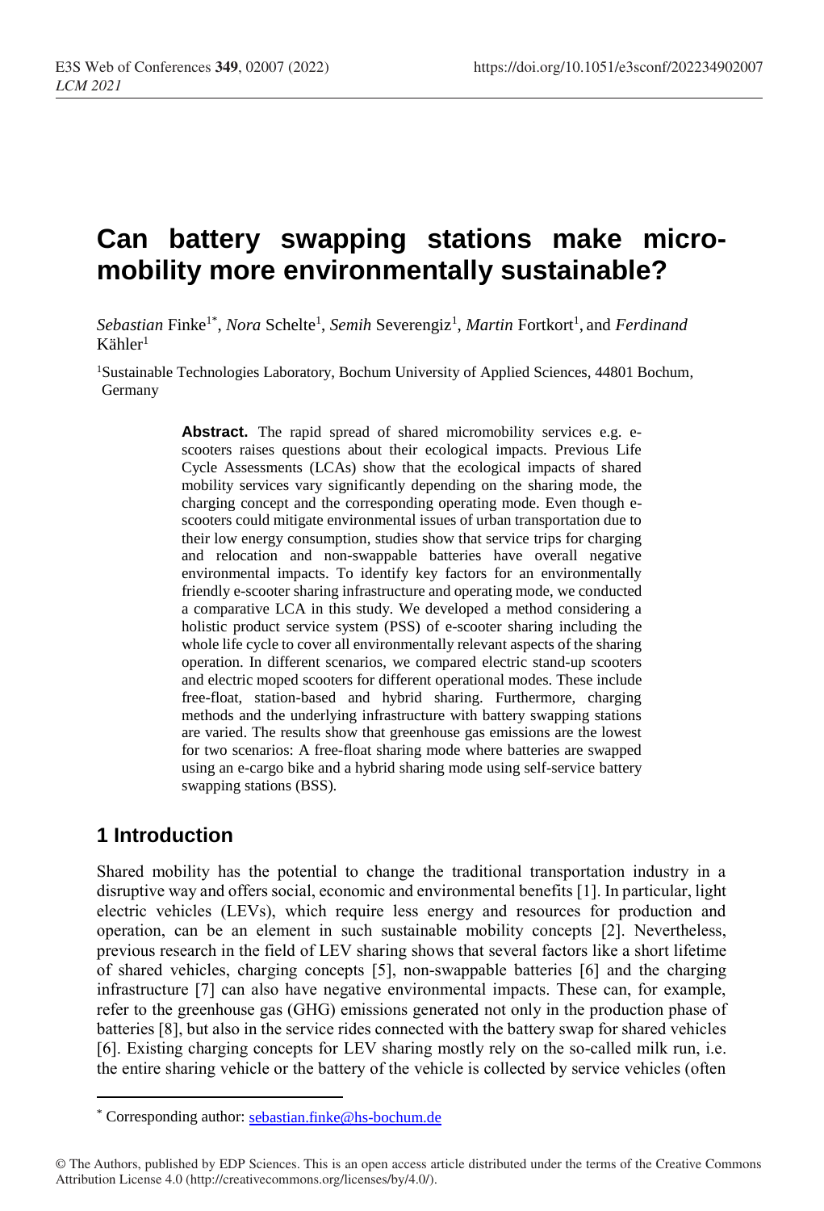# Can battery swapping stations make micro-mobility more environmentally sustainable?

*Sebastian* Finke[1*], *Nora* Schelte[1], *Semih* Severengiz[1], *Martin* Fortkort[1], and *Ferdinand* Kähler[1]

[1]Sustainable Technologies Laboratory, Bochum University of Applied Sciences, 44801 Bochum, Germany

**Abstract.** The rapid spread of shared micromobility services e.g. e-scooters raises questions about their ecological impacts. Previous Life Cycle Assessments (LCAs) show that the ecological impacts of shared mobility services vary significantly depending on the sharing mode, the charging concept and the corresponding operating mode. Even though e-scooters could mitigate environmental issues of urban transportation due to their low energy consumption, studies show that service trips for charging and relocation and non-swappable batteries have overall negative environmental impacts. To identify key factors for an environmentally friendly e-scooter sharing infrastructure and operating mode, we conducted a comparative LCA in this study. We developed a method considering a holistic product service system (PSS) of e-scooter sharing including the whole life cycle to cover all environmentally relevant aspects of the sharing operation. In different scenarios, we compared electric stand-up scooters and electric moped scooters for different operational modes. These include free-float, station-based and hybrid sharing. Furthermore, charging methods and the underlying infrastructure with battery swapping stations are varied. The results show that greenhouse gas emissions are the lowest for two scenarios: A free-float sharing mode where batteries are swapped using an e-cargo bike and a hybrid sharing mode using self-service battery swapping stations (BSS).

## 1 Introduction

Shared mobility has the potential to change the traditional transportation industry in a disruptive way and offers social, economic and environmental benefits [1]. In particular, light electric vehicles (LEVs), which require less energy and resources for production and operation, can be an element in such sustainable mobility concepts [2]. Nevertheless, previous research in the field of LEV sharing shows that several factors like a short lifetime of shared vehicles, charging concepts [5], non-swappable batteries [6] and the charging infrastructure [7] can also have negative environmental impacts. These can, for example, refer to the greenhouse gas (GHG) emissions generated not only in the production phase of batteries [8], but also in the service rides connected with the battery swap for shared vehicles [6]. Existing charging concepts for LEV sharing mostly rely on the so-called milk run, i.e. the entire sharing vehicle or the battery of the vehicle is collected by service vehicles (often

---

* Corresponding author: sebastian.finke@hs-bochum.de

© The Authors, published by EDP Sciences. This is an open access article distributed under the terms of the Creative Commons Attribution License 4.0 (http://creativecommons.org/licenses/by/4.0/).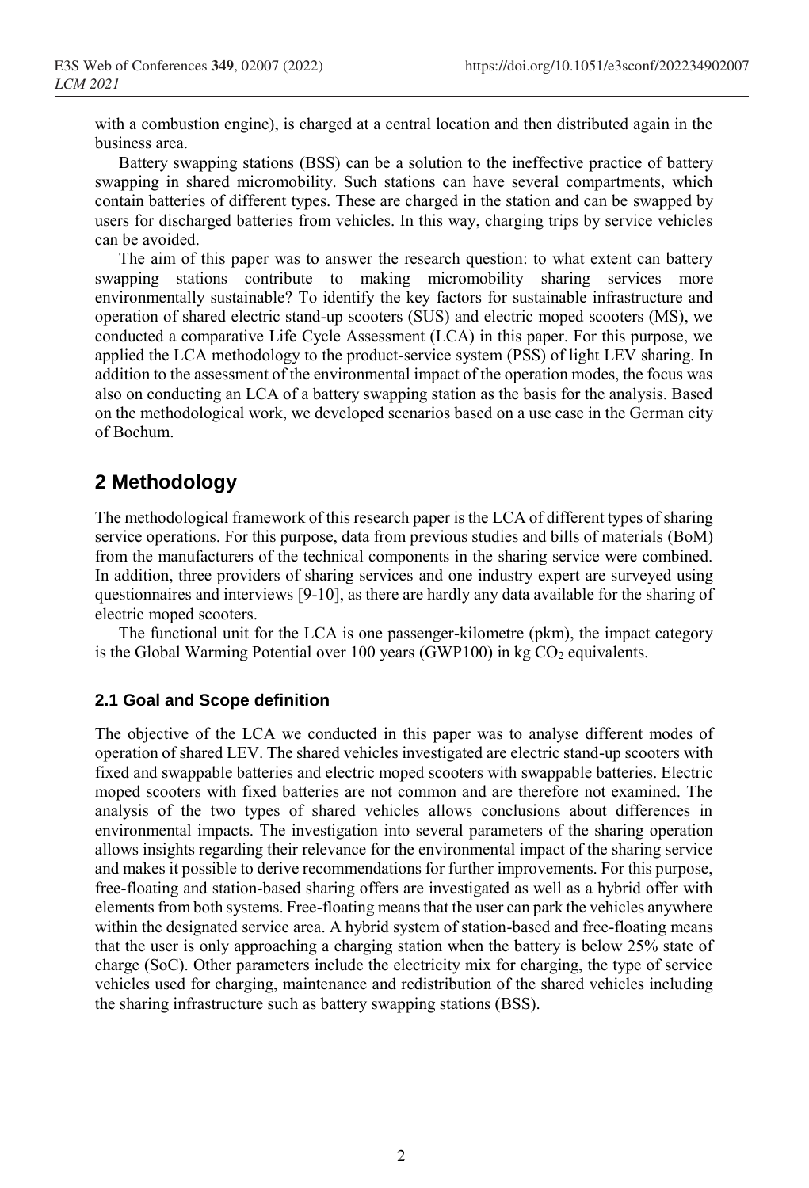with a combustion engine), is charged at a central location and then distributed again in the business area.

Battery swapping stations (BSS) can be a solution to the ineffective practice of battery swapping in shared micromobility. Such stations can have several compartments, which contain batteries of different types. These are charged in the station and can be swapped by users for discharged batteries from vehicles. In this way, charging trips by service vehicles can be avoided.

The aim of this paper was to answer the research question: to what extent can battery swapping stations contribute to making micromobility sharing services more environmentally sustainable? To identify the key factors for sustainable infrastructure and operation of shared electric stand-up scooters (SUS) and electric moped scooters (MS), we conducted a comparative Life Cycle Assessment (LCA) in this paper. For this purpose, we applied the LCA methodology to the product-service system (PSS) of light LEV sharing. In addition to the assessment of the environmental impact of the operation modes, the focus was also on conducting an LCA of a battery swapping station as the basis for the analysis. Based on the methodological work, we developed scenarios based on a use case in the German city of Bochum.

## 2 Methodology

The methodological framework of this research paper is the LCA of different types of sharing service operations. For this purpose, data from previous studies and bills of materials (BoM) from the manufacturers of the technical components in the sharing service were combined. In addition, three providers of sharing services and one industry expert are surveyed using questionnaires and interviews [9-10], as there are hardly any data available for the sharing of electric moped scooters.

The functional unit for the LCA is one passenger-kilometre (pkm), the impact category is the Global Warming Potential over 100 years (GWP100) in kg $CO_2$ equivalents.

### 2.1 Goal and Scope definition

The objective of the LCA we conducted in this paper was to analyse different modes of operation of shared LEV. The shared vehicles investigated are electric stand-up scooters with fixed and swappable batteries and electric moped scooters with swappable batteries. Electric moped scooters with fixed batteries are not common and are therefore not examined. The analysis of the two types of shared vehicles allows conclusions about differences in environmental impacts. The investigation into several parameters of the sharing operation allows insights regarding their relevance for the environmental impact of the sharing service and makes it possible to derive recommendations for further improvements. For this purpose, free-floating and station-based sharing offers are investigated as well as a hybrid offer with elements from both systems. Free-floating means that the user can park the vehicles anywhere within the designated service area. A hybrid system of station-based and free-floating means that the user is only approaching a charging station when the battery is below 25% state of charge (SoC). Other parameters include the electricity mix for charging, the type of service vehicles used for charging, maintenance and redistribution of the shared vehicles including the sharing infrastructure such as battery swapping stations (BSS).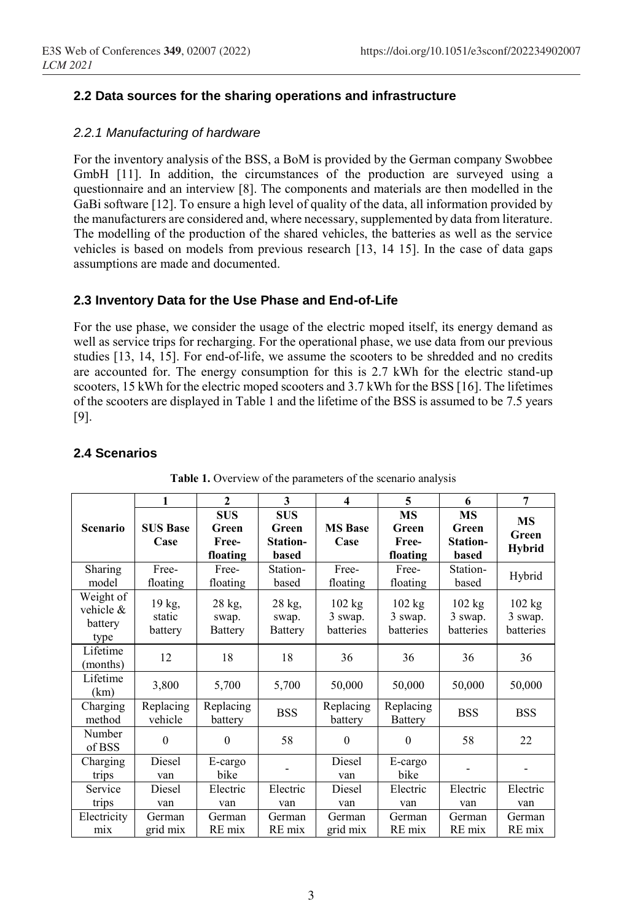## 2.2 Data sources for the sharing operations and infrastructure

### *2.2.1 Manufacturing of hardware*

For the inventory analysis of the BSS, a BoM is provided by the German company Swobbee GmbH [11]. In addition, the circumstances of the production are surveyed using a questionnaire and an interview [8]. The components and materials are then modelled in the GaBi software [12]. To ensure a high level of quality of the data, all information provided by the manufacturers are considered and, where necessary, supplemented by data from literature. The modelling of the production of the shared vehicles, the batteries as well as the service vehicles is based on models from previous research [13, 14 15]. In the case of data gaps assumptions are made and documented.

## 2.3 Inventory Data for the Use Phase and End-of-Life

For the use phase, we consider the usage of the electric moped itself, its energy demand as well as service trips for recharging. For the operational phase, we use data from our previous studies [13, 14, 15]. For end-of-life, we assume the scooters to be shredded and no credits are accounted for. The energy consumption for this is 2.7 kWh for the electric stand-up scooters, 15 kWh for the electric moped scooters and 3.7 kWh for the BSS [16]. The lifetimes of the scooters are displayed in Table 1 and the lifetime of the BSS is assumed to be 7.5 years [9].

## 2.4 Scenarios

**Table 1.** Overview of the parameters of the scenario analysis

| | 1 | 2 | 3 | 4 | 5 | 6 | 7 |
|---|---|---|---|---|---|---|---|
| **Scenario** | **SUS Base Case** | **SUS Green Free-floating** | **SUS Green Station-based** | **MS Base Case** | **MS Green Free-floating** | **MS Green Station-based** | **MS Green Hybrid** |
| Sharing model | Free-floating | Free-floating | Station-based | Free-floating | Free-floating | Station-based | Hybrid |
| Weight of vehicle & battery type | 19 kg, static battery | 28 kg, swap. Battery | 28 kg, swap. Battery | 102 kg 3 swap. batteries | 102 kg 3 swap. batteries | 102 kg 3 swap. batteries | 102 kg 3 swap. batteries |
| Lifetime (months) | 12 | 18 | 18 | 36 | 36 | 36 | 36 |
| Lifetime (km) | 3,800 | 5,700 | 5,700 | 50,000 | 50,000 | 50,000 | 50,000 |
| Charging method | Replacing vehicle | Replacing battery | BSS | Replacing battery | Replacing Battery | BSS | BSS |
| Number of BSS | 0 | 0 | 58 | 0 | 0 | 58 | 22 |
| Charging trips | Diesel van | E-cargo bike | - | Diesel van | E-cargo bike | - | - |
| Service trips | Diesel van | Electric van | Electric van | Diesel van | Electric van | Electric van | Electric van |
| Electricity mix | German grid mix | German RE mix | German RE mix | German grid mix | German RE mix | German RE mix | German RE mix |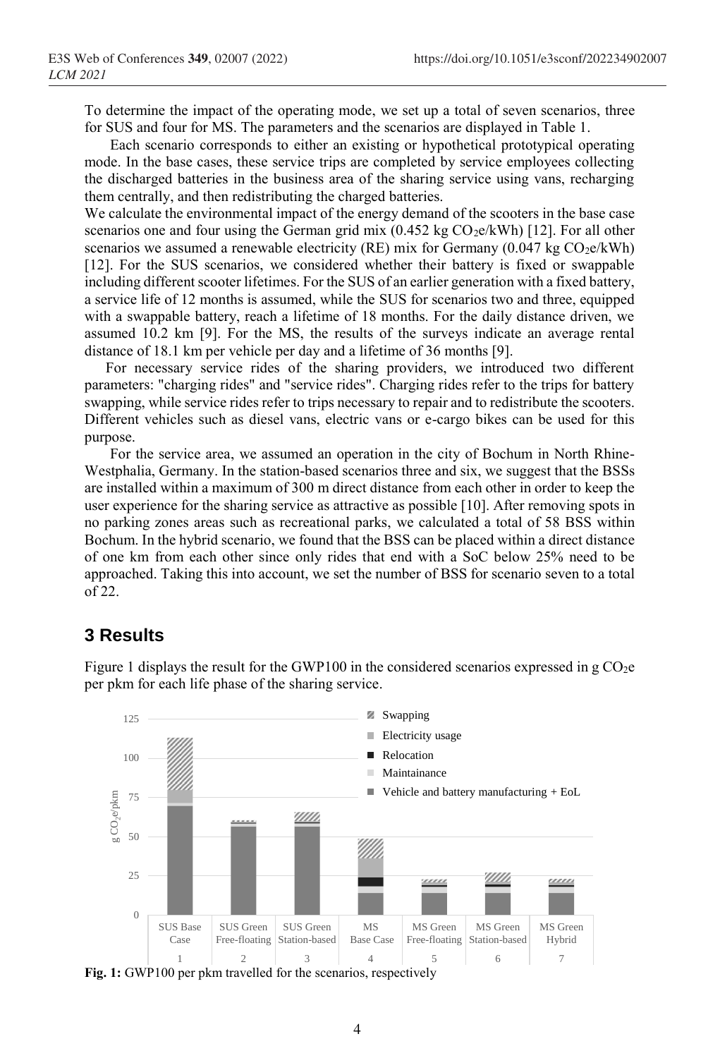To determine the impact of the operating mode, we set up a total of seven scenarios, three for SUS and four for MS. The parameters and the scenarios are displayed in Table 1.

Each scenario corresponds to either an existing or hypothetical prototypical operating mode. In the base cases, these service trips are completed by service employees collecting the discharged batteries in the business area of the sharing service using vans, recharging them centrally, and then redistributing the charged batteries.

We calculate the environmental impact of the energy demand of the scooters in the base case scenarios one and four using the German grid mix (0.452 kg $CO_2$e/kWh) [12]. For all other scenarios we assumed a renewable electricity (RE) mix for Germany (0.047 kg $CO_2$e/kWh) [12]. For the SUS scenarios, we considered whether their battery is fixed or swappable including different scooter lifetimes. For the SUS of an earlier generation with a fixed battery, a service life of 12 months is assumed, while the SUS for scenarios two and three, equipped with a swappable battery, reach a lifetime of 18 months. For the daily distance driven, we assumed 10.2 km [9]. For the MS, the results of the surveys indicate an average rental distance of 18.1 km per vehicle per day and a lifetime of 36 months [9].

For necessary service rides of the sharing providers, we introduced two different parameters: "charging rides" and "service rides". Charging rides refer to the trips for battery swapping, while service rides refer to trips necessary to repair and to redistribute the scooters. Different vehicles such as diesel vans, electric vans or e-cargo bikes can be used for this purpose.

For the service area, we assumed an operation in the city of Bochum in North Rhine-Westphalia, Germany. In the station-based scenarios three and six, we suggest that the BSSs are installed within a maximum of 300 m direct distance from each other in order to keep the user experience for the sharing service as attractive as possible [10]. After removing spots in no parking zones areas such as recreational parks, we calculated a total of 58 BSS within Bochum. In the hybrid scenario, we found that the BSS can be placed within a direct distance of one km from each other since only rides that end with a SoC below 25% need to be approached. Taking this into account, we set the number of BSS for scenario seven to a total of 22.

## 3 Results

Figure 1 displays the result for the GWP100 in the considered scenarios expressed in g $CO_2$e per pkm for each life phase of the sharing service.

**Fig. 1:** GWP100 per pkm travelled for the scenarios, respectively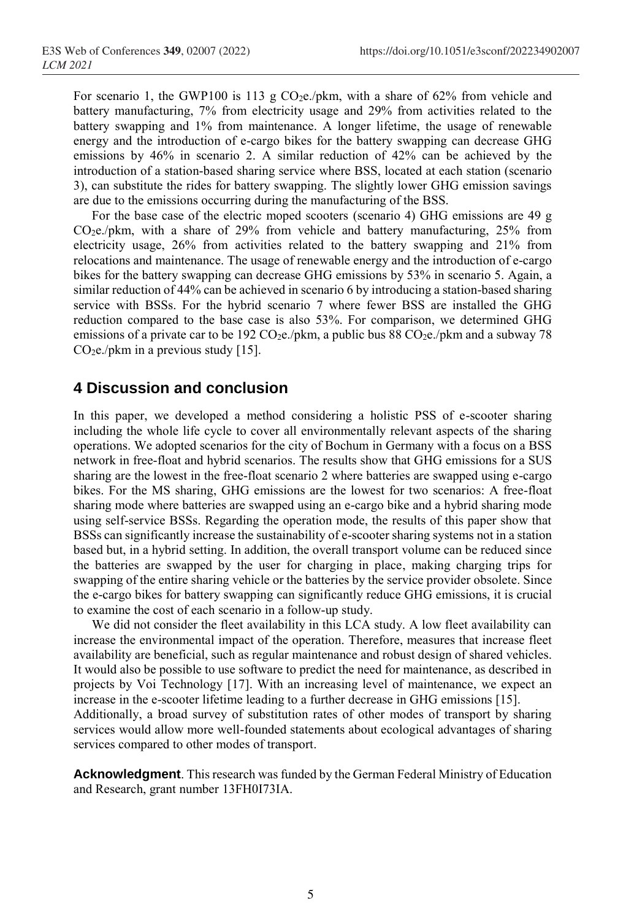For scenario 1, the GWP100 is 113 g $CO_2$e./pkm, with a share of 62% from vehicle and battery manufacturing, 7% from electricity usage and 29% from activities related to the battery swapping and 1% from maintenance. A longer lifetime, the usage of renewable energy and the introduction of e-cargo bikes for the battery swapping can decrease GHG emissions by 46% in scenario 2. A similar reduction of 42% can be achieved by the introduction of a station-based sharing service where BSS, located at each station (scenario 3), can substitute the rides for battery swapping. The slightly lower GHG emission savings are due to the emissions occurring during the manufacturing of the BSS.

For the base case of the electric moped scooters (scenario 4) GHG emissions are 49 g $CO_2$e./pkm, with a share of 29% from vehicle and battery manufacturing, 25% from electricity usage, 26% from activities related to the battery swapping and 21% from relocations and maintenance. The usage of renewable energy and the introduction of e-cargo bikes for the battery swapping can decrease GHG emissions by 53% in scenario 5. Again, a similar reduction of 44% can be achieved in scenario 6 by introducing a station-based sharing service with BSSs. For the hybrid scenario 7 where fewer BSS are installed the GHG reduction compared to the base case is also 53%. For comparison, we determined GHG emissions of a private car to be 192 $CO_2$e./pkm, a public bus 88 $CO_2$e./pkm and a subway 78 $CO_2$e./pkm in a previous study [15].

## 4 Discussion and conclusion

In this paper, we developed a method considering a holistic PSS of e-scooter sharing including the whole life cycle to cover all environmentally relevant aspects of the sharing operations. We adopted scenarios for the city of Bochum in Germany with a focus on a BSS network in free-float and hybrid scenarios. The results show that GHG emissions for a SUS sharing are the lowest in the free-float scenario 2 where batteries are swapped using e-cargo bikes. For the MS sharing, GHG emissions are the lowest for two scenarios: A free-float sharing mode where batteries are swapped using an e-cargo bike and a hybrid sharing mode using self-service BSSs. Regarding the operation mode, the results of this paper show that BSSs can significantly increase the sustainability of e-scooter sharing systems not in a station based but, in a hybrid setting. In addition, the overall transport volume can be reduced since the batteries are swapped by the user for charging in place, making charging trips for swapping of the entire sharing vehicle or the batteries by the service provider obsolete. Since the e-cargo bikes for battery swapping can significantly reduce GHG emissions, it is crucial to examine the cost of each scenario in a follow-up study.

We did not consider the fleet availability in this LCA study. A low fleet availability can increase the environmental impact of the operation. Therefore, measures that increase fleet availability are beneficial, such as regular maintenance and robust design of shared vehicles. It would also be possible to use software to predict the need for maintenance, as described in projects by Voi Technology [17]. With an increasing level of maintenance, we expect an increase in the e-scooter lifetime leading to a further decrease in GHG emissions [15].
Additionally, a broad survey of substitution rates of other modes of transport by sharing services would allow more well-founded statements about ecological advantages of sharing services compared to other modes of transport.

**Acknowledgment**. This research was funded by the German Federal Ministry of Education and Research, grant number 13FH0I73IA.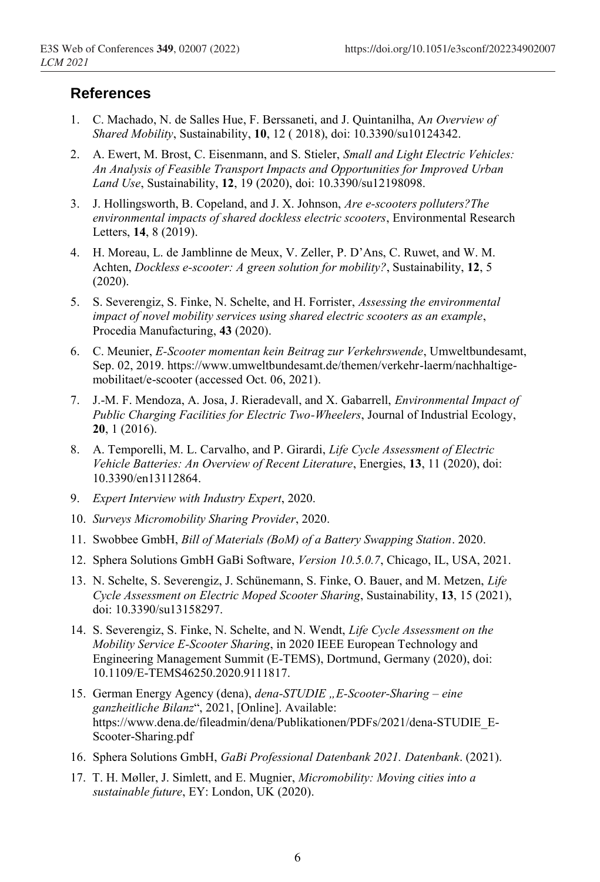## References

1. C. Machado, N. de Salles Hue, F. Berssaneti, and J. Quintanilha, A*n Overview of Shared Mobility*, Sustainability, **10**, 12 ( 2018), doi: 10.3390/su10124342.
2. A. Ewert, M. Brost, C. Eisenmann, and S. Stieler, *Small and Light Electric Vehicles: An Analysis of Feasible Transport Impacts and Opportunities for Improved Urban Land Use*, Sustainability, **12**, 19 (2020), doi: 10.3390/su12198098.
3. J. Hollingsworth, B. Copeland, and J. X. Johnson, *Are e-scooters polluters?The environmental impacts of shared dockless electric scooters*, Environmental Research Letters, **14**, 8 (2019).
4. H. Moreau, L. de Jamblinne de Meux, V. Zeller, P. D'Ans, C. Ruwet, and W. M. Achten, *Dockless e-scooter: A green solution for mobility?*, Sustainability, **12**, 5 (2020).
5. S. Severengiz, S. Finke, N. Schelte, and H. Forrister, *Assessing the environmental impact of novel mobility services using shared electric scooters as an example*, Procedia Manufacturing, **43** (2020).
6. C. Meunier, *E-Scooter momentan kein Beitrag zur Verkehrswende*, Umweltbundesamt, Sep. 02, 2019. https://www.umweltbundesamt.de/themen/verkehr-laerm/nachhaltige-mobilitaet/e-scooter (accessed Oct. 06, 2021).
7. J.-M. F. Mendoza, A. Josa, J. Rieradevall, and X. Gabarrell, *Environmental Impact of Public Charging Facilities for Electric Two-Wheelers*, Journal of Industrial Ecology, **20**, 1 (2016).
8. A. Temporelli, M. L. Carvalho, and P. Girardi, *Life Cycle Assessment of Electric Vehicle Batteries: An Overview of Recent Literature*, Energies, **13**, 11 (2020), doi: 10.3390/en13112864.
9. *Expert Interview with Industry Expert*, 2020.
10. *Surveys Micromobility Sharing Provider*, 2020.
11. Swobbee GmbH, *Bill of Materials (BoM) of a Battery Swapping Station*. 2020.
12. Sphera Solutions GmbH GaBi Software, *Version 10.5.0.7*, Chicago, IL, USA, 2021.
13. N. Schelte, S. Severengiz, J. Schünemann, S. Finke, O. Bauer, and M. Metzen, *Life Cycle Assessment on Electric Moped Scooter Sharing*, Sustainability, **13**, 15 (2021), doi: 10.3390/su13158297.
14. S. Severengiz, S. Finke, N. Schelte, and N. Wendt, *Life Cycle Assessment on the Mobility Service E-Scooter Sharing*, in 2020 IEEE European Technology and Engineering Management Summit (E-TEMS), Dortmund, Germany (2020), doi: 10.1109/E-TEMS46250.2020.9111817.
15. German Energy Agency (dena), *dena-STUDIE „E-Scooter-Sharing – eine ganzheitliche Bilanz*", 2021, [Online]. Available: https://www.dena.de/fileadmin/dena/Publikationen/PDFs/2021/dena-STUDIE_E-Scooter-Sharing.pdf
16. Sphera Solutions GmbH, *GaBi Professional Datenbank 2021. Datenbank*. (2021).
17. T. H. Møller, J. Simlett, and E. Mugnier, *Micromobility: Moving cities into a sustainable future*, EY: London, UK (2020).